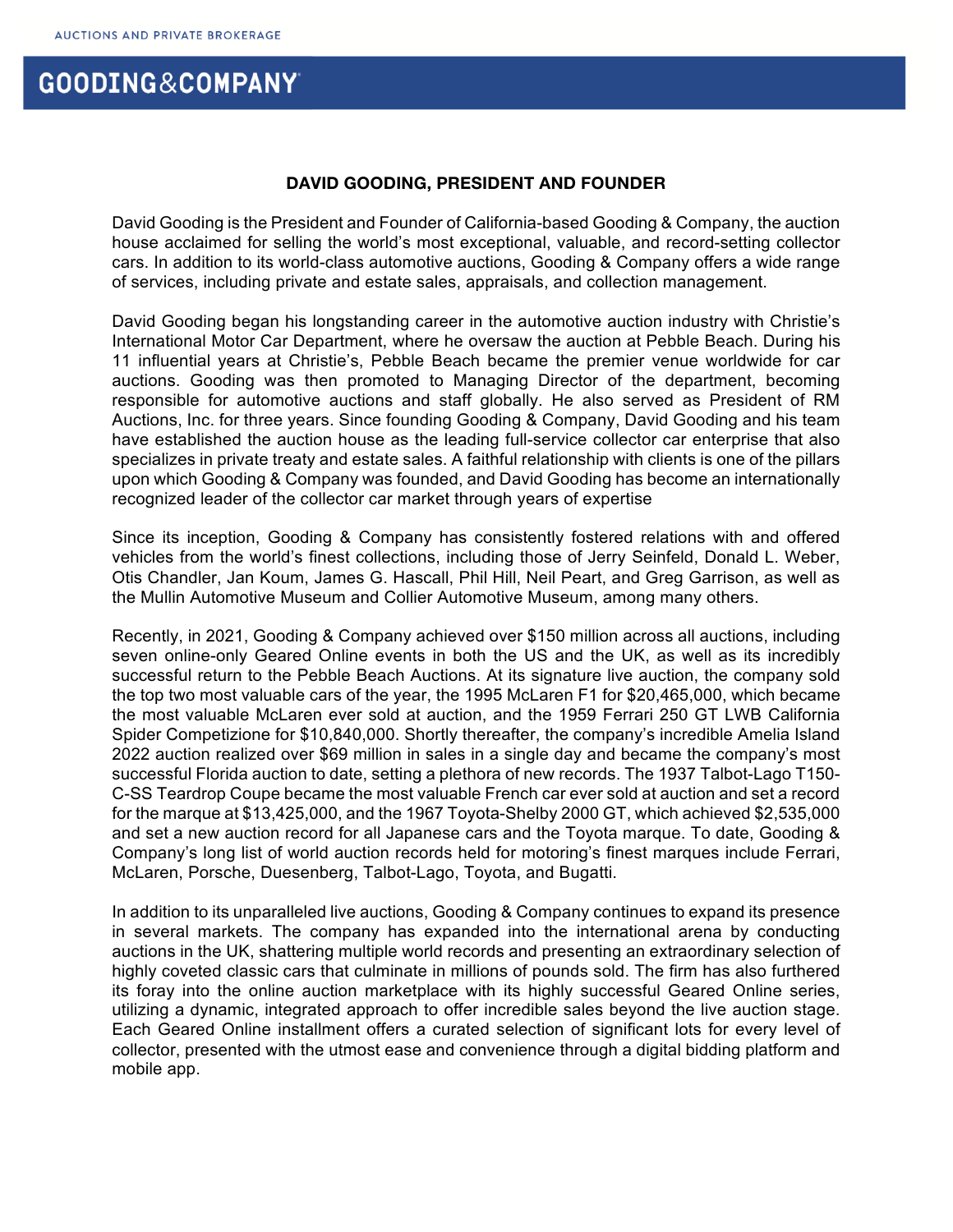AUCTIONS AND PRIVATE BROKERAGE

GOODING&COMPANY

## DAVID GOODING, PRESIDENT AND FOUNDER

David Gooding is the President and Founder of California-based Gooding & Company, the auction house acclaimed for selling the world's most exceptional, valuable, and record-setting collector cars. In addition to its world-class automotive auctions, Gooding & Company offers a wide range of services, including private and estate sales, appraisals, and collection management.

David Gooding began his longstanding career in the automotive auction industry with Christie's International Motor Car Department, where he oversaw the auction at Pebble Beach. During his 11 influential years at Christie's, Pebble Beach became the premier venue worldwide for car auctions. Gooding was then promoted to Managing Director of the department, becoming responsible for automotive auctions and staff globally. He also served as President of RM Auctions, Inc. for three years. Since founding Gooding & Company, David Gooding and his team have established the auction house as the leading full-service collector car enterprise that also specializes in private treaty and estate sales. A faithful relationship with clients is one of the pillars upon which Gooding & Company was founded, and David Gooding has become an internationally recognized leader of the collector car market through years of expertise

Since its inception, Gooding & Company has consistently fostered relations with and offered vehicles from the world's finest collections, including those of Jerry Seinfeld, Donald L. Weber, Otis Chandler, Jan Koum, James G. Hascall, Phil Hill, Neil Peart, and Greg Garrison, as well as the Mullin Automotive Museum and Collier Automotive Museum, among many others.

Recently, in 2021, Gooding & Company achieved over $150 million across all auctions, including seven online-only Geared Online events in both the US and the UK, as well as its incredibly successful return to the Pebble Beach Auctions. At its signature live auction, the company sold the top two most valuable cars of the year, the 1995 McLaren F1 for $20,465,000, which became the most valuable McLaren ever sold at auction, and the 1959 Ferrari 250 GT LWB California Spider Competizione for $10,840,000. Shortly thereafter, the company's incredible Amelia Island 2022 auction realized over $69 million in sales in a single day and became the company's most successful Florida auction to date, setting a plethora of new records. The 1937 Talbot-Lago T150-C-SS Teardrop Coupe became the most valuable French car ever sold at auction and set a record for the marque at $13,425,000, and the 1967 Toyota-Shelby 2000 GT, which achieved $2,535,000 and set a new auction record for all Japanese cars and the Toyota marque. To date, Gooding & Company's long list of world auction records held for motoring's finest marques include Ferrari, McLaren, Porsche, Duesenberg, Talbot-Lago, Toyota, and Bugatti.

In addition to its unparalleled live auctions, Gooding & Company continues to expand its presence in several markets. The company has expanded into the international arena by conducting auctions in the UK, shattering multiple world records and presenting an extraordinary selection of highly coveted classic cars that culminate in millions of pounds sold. The firm has also furthered its foray into the online auction marketplace with its highly successful Geared Online series, utilizing a dynamic, integrated approach to offer incredible sales beyond the live auction stage. Each Geared Online installment offers a curated selection of significant lots for every level of collector, presented with the utmost ease and convenience through a digital bidding platform and mobile app.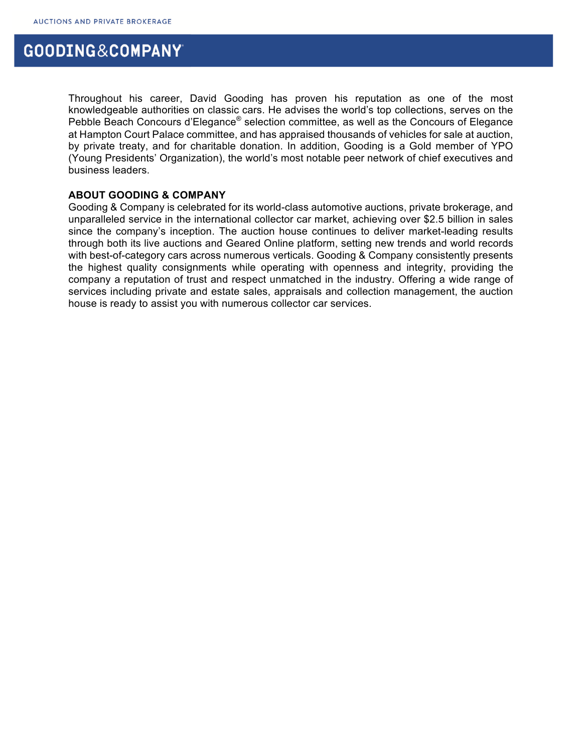Throughout his career, David Gooding has proven his reputation as one of the most knowledgeable authorities on classic cars. He advises the world's top collections, serves on the Pebble Beach Concours d'Elegance® selection committee, as well as the Concours of Elegance at Hampton Court Palace committee, and has appraised thousands of vehicles for sale at auction, by private treaty, and for charitable donation. In addition, Gooding is a Gold member of YPO (Young Presidents' Organization), the world's most notable peer network of chief executives and business leaders.

**ABOUT GOODING & COMPANY**

Gooding & Company is celebrated for its world-class automotive auctions, private brokerage, and unparalleled service in the international collector car market, achieving over $2.5 billion in sales since the company's inception. The auction house continues to deliver market-leading results through both its live auctions and Geared Online platform, setting new trends and world records with best-of-category cars across numerous verticals. Gooding & Company consistently presents the highest quality consignments while operating with openness and integrity, providing the company a reputation of trust and respect unmatched in the industry. Offering a wide range of services including private and estate sales, appraisals and collection management, the auction house is ready to assist you with numerous collector car services.